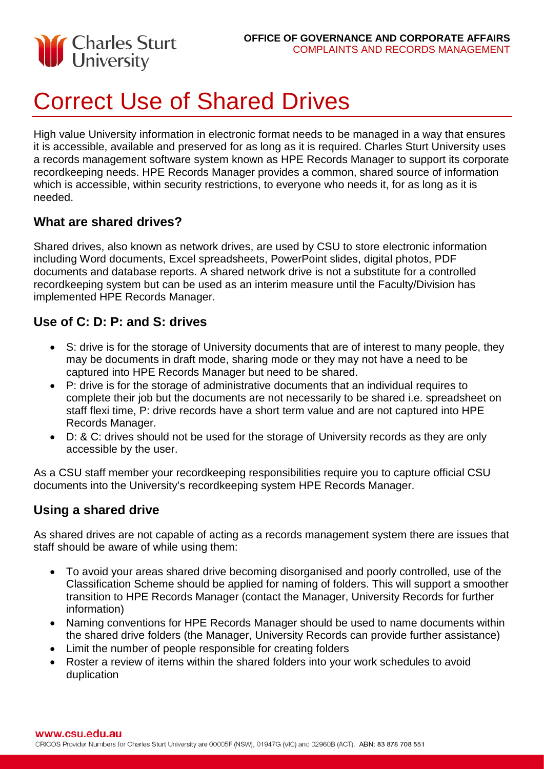OFFICE OF GOVERNANCE AND CORPORATE AFFAIRS
COMPLAINTS AND RECORDS MANAGEMENT

# Correct Use of Shared Drives

High value University information in electronic format needs to be managed in a way that ensures it is accessible, available and preserved for as long as it is required. Charles Sturt University uses a records management software system known as HPE Records Manager to support its corporate recordkeeping needs. HPE Records Manager provides a common, shared source of information which is accessible, within security restrictions, to everyone who needs it, for as long as it is needed.

## What are shared drives?

Shared drives, also known as network drives, are used by CSU to store electronic information including Word documents, Excel spreadsheets, PowerPoint slides, digital photos, PDF documents and database reports. A shared network drive is not a substitute for a controlled recordkeeping system but can be used as an interim measure until the Faculty/Division has implemented HPE Records Manager.

## Use of C: D: P: and S: drives

- S: drive is for the storage of University documents that are of interest to many people, they may be documents in draft mode, sharing mode or they may not have a need to be captured into HPE Records Manager but need to be shared.
- P: drive is for the storage of administrative documents that an individual requires to complete their job but the documents are not necessarily to be shared i.e. spreadsheet on staff flexi time, P: drive records have a short term value and are not captured into HPE Records Manager.
- D: & C: drives should not be used for the storage of University records as they are only accessible by the user.

As a CSU staff member your recordkeeping responsibilities require you to capture official CSU documents into the University's recordkeeping system HPE Records Manager.

## Using a shared drive

As shared drives are not capable of acting as a records management system there are issues that staff should be aware of while using them:

- To avoid your areas shared drive becoming disorganised and poorly controlled, use of the Classification Scheme should be applied for naming of folders. This will support a smoother transition to HPE Records Manager (contact the Manager, University Records for further information)
- Naming conventions for HPE Records Manager should be used to name documents within the shared drive folders (the Manager, University Records can provide further assistance)
- Limit the number of people responsible for creating folders
- Roster a review of items within the shared folders into your work schedules to avoid duplication

www.csu.edu.au

CRICOS Provider Numbers for Charles Sturt University are 00005F (NSW), 01947G (VIC) and 02960B (ACT). ABN: 83 878 708 551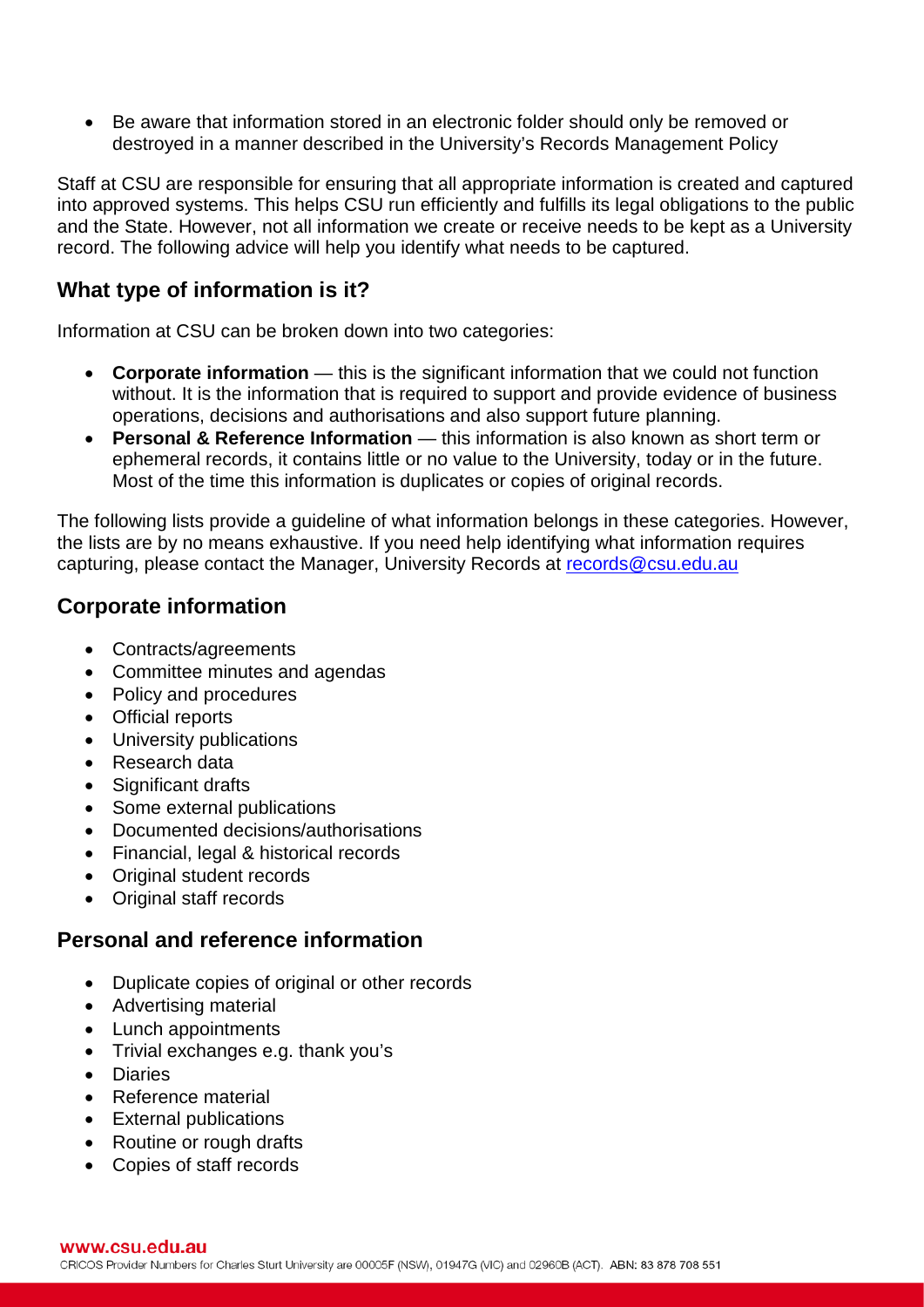- Be aware that information stored in an electronic folder should only be removed or destroyed in a manner described in the University's Records Management Policy

Staff at CSU are responsible for ensuring that all appropriate information is created and captured into approved systems. This helps CSU run efficiently and fulfills its legal obligations to the public and the State. However, not all information we create or receive needs to be kept as a University record. The following advice will help you identify what needs to be captured.

## What type of information is it?

Information at CSU can be broken down into two categories:

- **Corporate information** — this is the significant information that we could not function without. It is the information that is required to support and provide evidence of business operations, decisions and authorisations and also support future planning.
- **Personal & Reference Information** — this information is also known as short term or ephemeral records, it contains little or no value to the University, today or in the future. Most of the time this information is duplicates or copies of original records.

The following lists provide a guideline of what information belongs in these categories. However, the lists are by no means exhaustive. If you need help identifying what information requires capturing, please contact the Manager, University Records at records@csu.edu.au

## Corporate information

- Contracts/agreements
- Committee minutes and agendas
- Policy and procedures
- Official reports
- University publications
- Research data
- Significant drafts
- Some external publications
- Documented decisions/authorisations
- Financial, legal & historical records
- Original student records
- Original staff records

## Personal and reference information

- Duplicate copies of original or other records
- Advertising material
- Lunch appointments
- Trivial exchanges e.g. thank you's
- Diaries
- Reference material
- External publications
- Routine or rough drafts
- Copies of staff records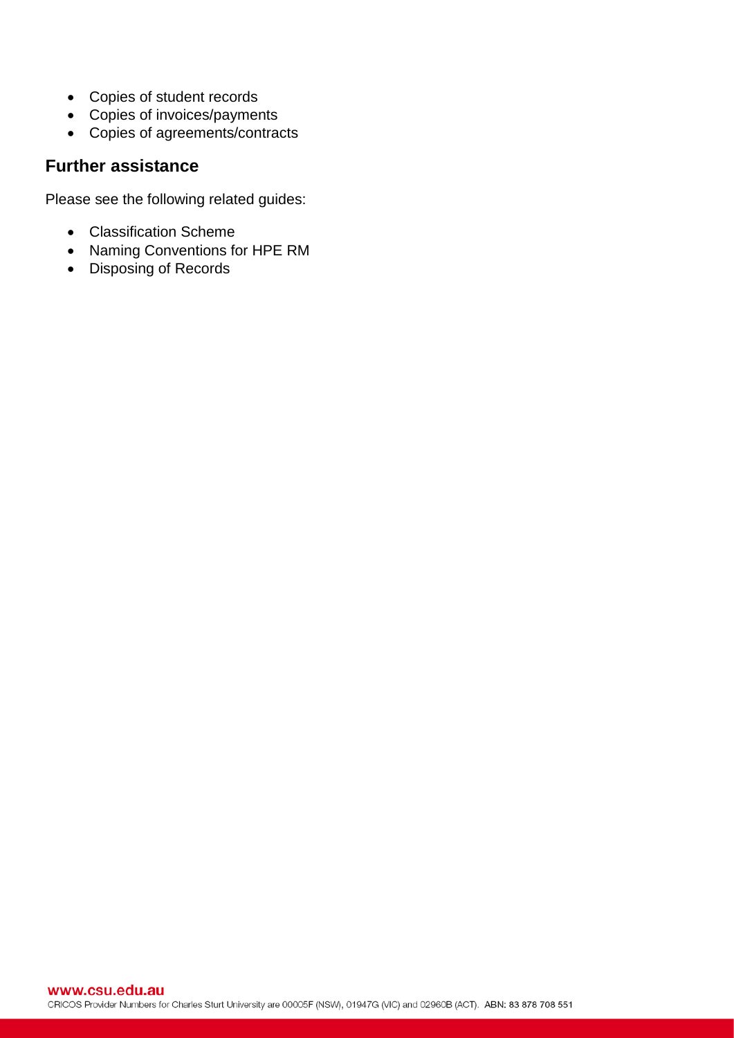- Copies of student records
- Copies of invoices/payments
- Copies of agreements/contracts

## Further assistance

Please see the following related guides:

- Classification Scheme
- Naming Conventions for HPE RM
- Disposing of Records